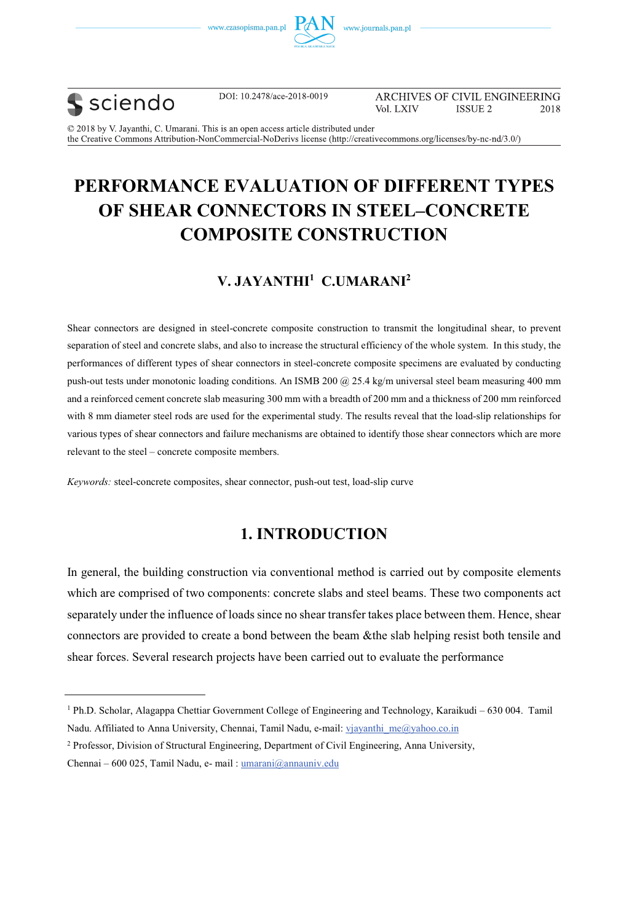DOI: 10.2478/ace-2018-0019

ARCHIVES OF CIVIL ENGINEERING
Vol. LXIV ISSUE 2 2018

© 2018 by V. Jayanthi, C. Umarani. This is an open access article distributed under the Creative Commons Attribution-NonCommercial-NoDerivs license (http://creativecommons.org/licenses/by-nc-nd/3.0/)

# PERFORMANCE EVALUATION OF DIFFERENT TYPES OF SHEAR CONNECTORS IN STEEL–CONCRETE COMPOSITE CONSTRUCTION

## V. JAYANTHI[1] C.UMARANI[2]

Shear connectors are designed in steel-concrete composite construction to transmit the longitudinal shear, to prevent separation of steel and concrete slabs, and also to increase the structural efficiency of the whole system. In this study, the performances of different types of shear connectors in steel-concrete composite specimens are evaluated by conducting push-out tests under monotonic loading conditions. An ISMB 200 @ 25.4 kg/m universal steel beam measuring 400 mm and a reinforced cement concrete slab measuring 300 mm with a breadth of 200 mm and a thickness of 200 mm reinforced with 8 mm diameter steel rods are used for the experimental study. The results reveal that the load-slip relationships for various types of shear connectors and failure mechanisms are obtained to identify those shear connectors which are more relevant to the steel – concrete composite members.

*Keywords:* steel-concrete composites, shear connector, push-out test, load-slip curve

## 1. INTRODUCTION

In general, the building construction via conventional method is carried out by composite elements which are comprised of two components: concrete slabs and steel beams. These two components act separately under the influence of loads since no shear transfer takes place between them. Hence, shear connectors are provided to create a bond between the beam &the slab helping resist both tensile and shear forces. Several research projects have been carried out to evaluate the performance

---

[1] Ph.D. Scholar, Alagappa Chettiar Government College of Engineering and Technology, Karaikudi – 630 004. Tamil Nadu. Affiliated to Anna University, Chennai, Tamil Nadu, e-mail: vjayanthi_me@yahoo.co.in

[2] Professor, Division of Structural Engineering, Department of Civil Engineering, Anna University, Chennai – 600 025, Tamil Nadu, e- mail : umarani@annauniv.edu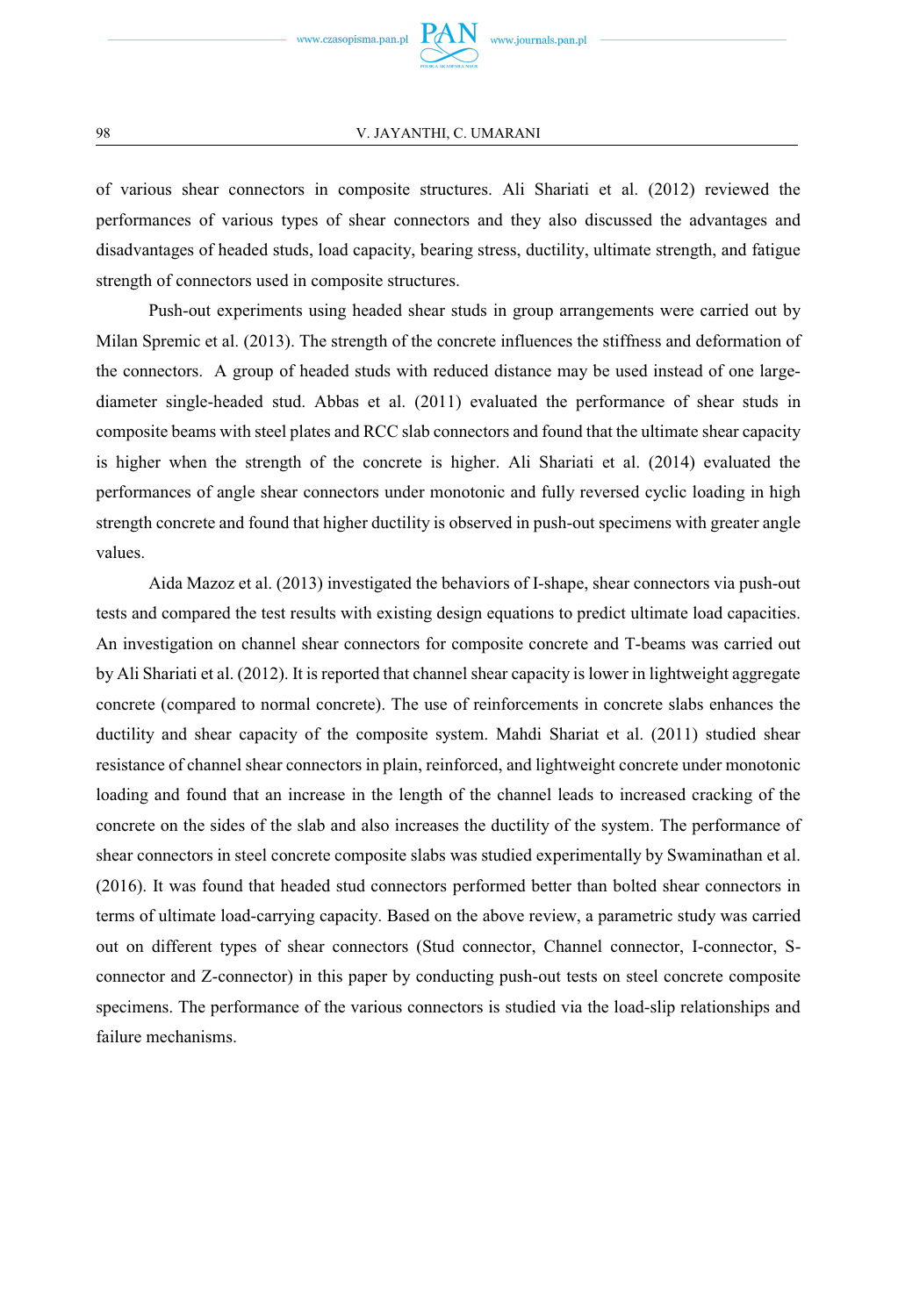of various shear connectors in composite structures. Ali Shariati et al. (2012) reviewed the performances of various types of shear connectors and they also discussed the advantages and disadvantages of headed studs, load capacity, bearing stress, ductility, ultimate strength, and fatigue strength of connectors used in composite structures.

Push-out experiments using headed shear studs in group arrangements were carried out by Milan Spremic et al. (2013). The strength of the concrete influences the stiffness and deformation of the connectors. A group of headed studs with reduced distance may be used instead of one large-diameter single-headed stud. Abbas et al. (2011) evaluated the performance of shear studs in composite beams with steel plates and RCC slab connectors and found that the ultimate shear capacity is higher when the strength of the concrete is higher. Ali Shariati et al. (2014) evaluated the performances of angle shear connectors under monotonic and fully reversed cyclic loading in high strength concrete and found that higher ductility is observed in push-out specimens with greater angle values.

Aida Mazoz et al. (2013) investigated the behaviors of I-shape, shear connectors via push-out tests and compared the test results with existing design equations to predict ultimate load capacities. An investigation on channel shear connectors for composite concrete and T-beams was carried out by Ali Shariati et al. (2012). It is reported that channel shear capacity is lower in lightweight aggregate concrete (compared to normal concrete). The use of reinforcements in concrete slabs enhances the ductility and shear capacity of the composite system. Mahdi Shariat et al. (2011) studied shear resistance of channel shear connectors in plain, reinforced, and lightweight concrete under monotonic loading and found that an increase in the length of the channel leads to increased cracking of the concrete on the sides of the slab and also increases the ductility of the system. The performance of shear connectors in steel concrete composite slabs was studied experimentally by Swaminathan et al. (2016). It was found that headed stud connectors performed better than bolted shear connectors in terms of ultimate load-carrying capacity. Based on the above review, a parametric study was carried out on different types of shear connectors (Stud connector, Channel connector, I-connector, S-connector and Z-connector) in this paper by conducting push-out tests on steel concrete composite specimens. The performance of the various connectors is studied via the load-slip relationships and failure mechanisms.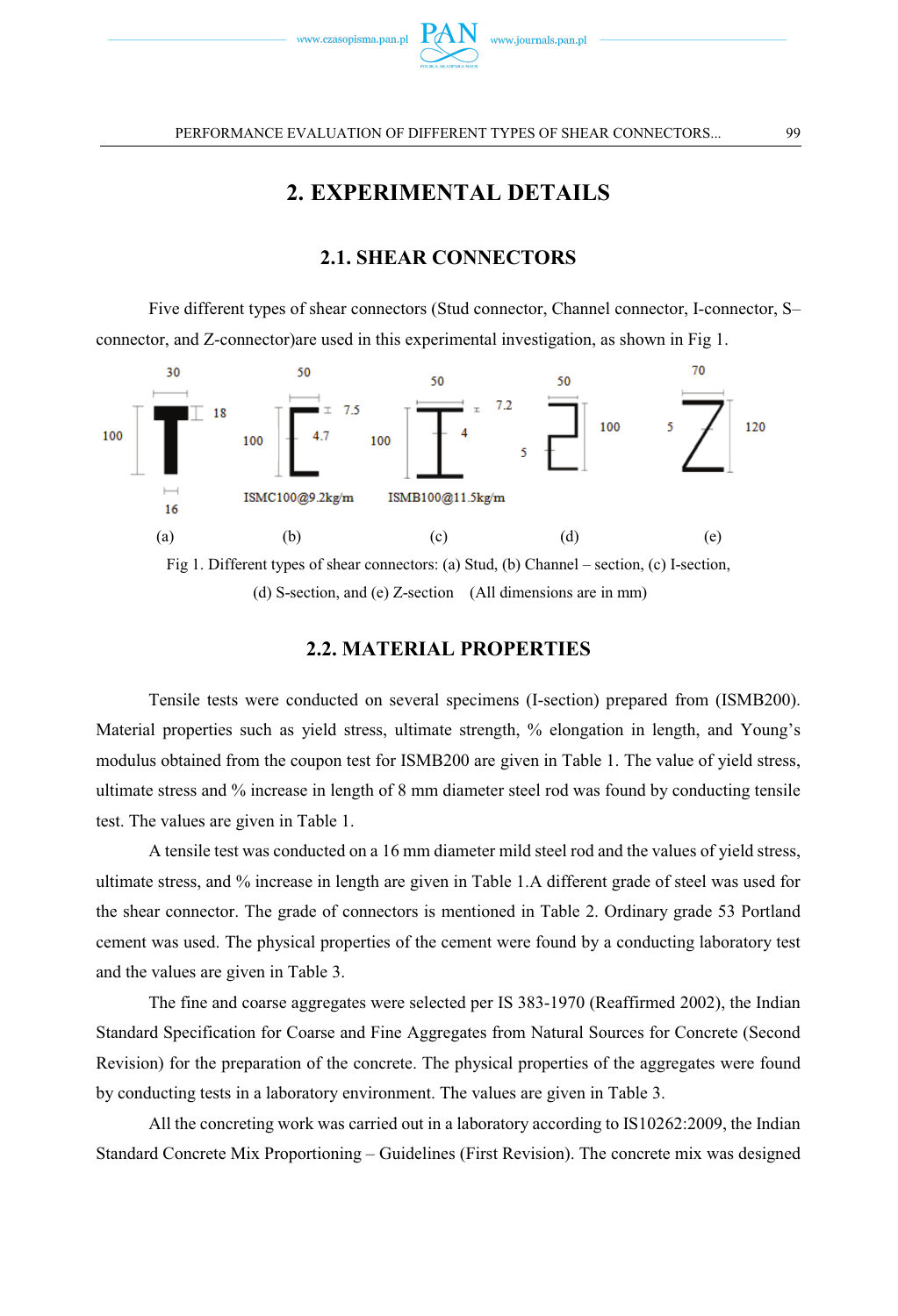## 2. EXPERIMENTAL DETAILS

### 2.1. SHEAR CONNECTORS

Five different types of shear connectors (Stud connector, Channel connector, I-connector, S–connector, and Z-connector)are used in this experimental investigation, as shown in Fig 1.

Fig 1. Different types of shear connectors: (a) Stud, (b) Channel – section, (c) I-section, (d) S-section, and (e) Z-section (All dimensions are in mm)

### 2.2. MATERIAL PROPERTIES

Tensile tests were conducted on several specimens (I-section) prepared from (ISMB200). Material properties such as yield stress, ultimate strength, % elongation in length, and Young's modulus obtained from the coupon test for ISMB200 are given in Table 1. The value of yield stress, ultimate stress and % increase in length of 8 mm diameter steel rod was found by conducting tensile test. The values are given in Table 1.

A tensile test was conducted on a 16 mm diameter mild steel rod and the values of yield stress, ultimate stress, and % increase in length are given in Table 1.A different grade of steel was used for the shear connector. The grade of connectors is mentioned in Table 2. Ordinary grade 53 Portland cement was used. The physical properties of the cement were found by a conducting laboratory test and the values are given in Table 3.

The fine and coarse aggregates were selected per IS 383-1970 (Reaffirmed 2002), the Indian Standard Specification for Coarse and Fine Aggregates from Natural Sources for Concrete (Second Revision) for the preparation of the concrete. The physical properties of the aggregates were found by conducting tests in a laboratory environment. The values are given in Table 3.

All the concreting work was carried out in a laboratory according to IS10262:2009, the Indian Standard Concrete Mix Proportioning – Guidelines (First Revision). The concrete mix was designed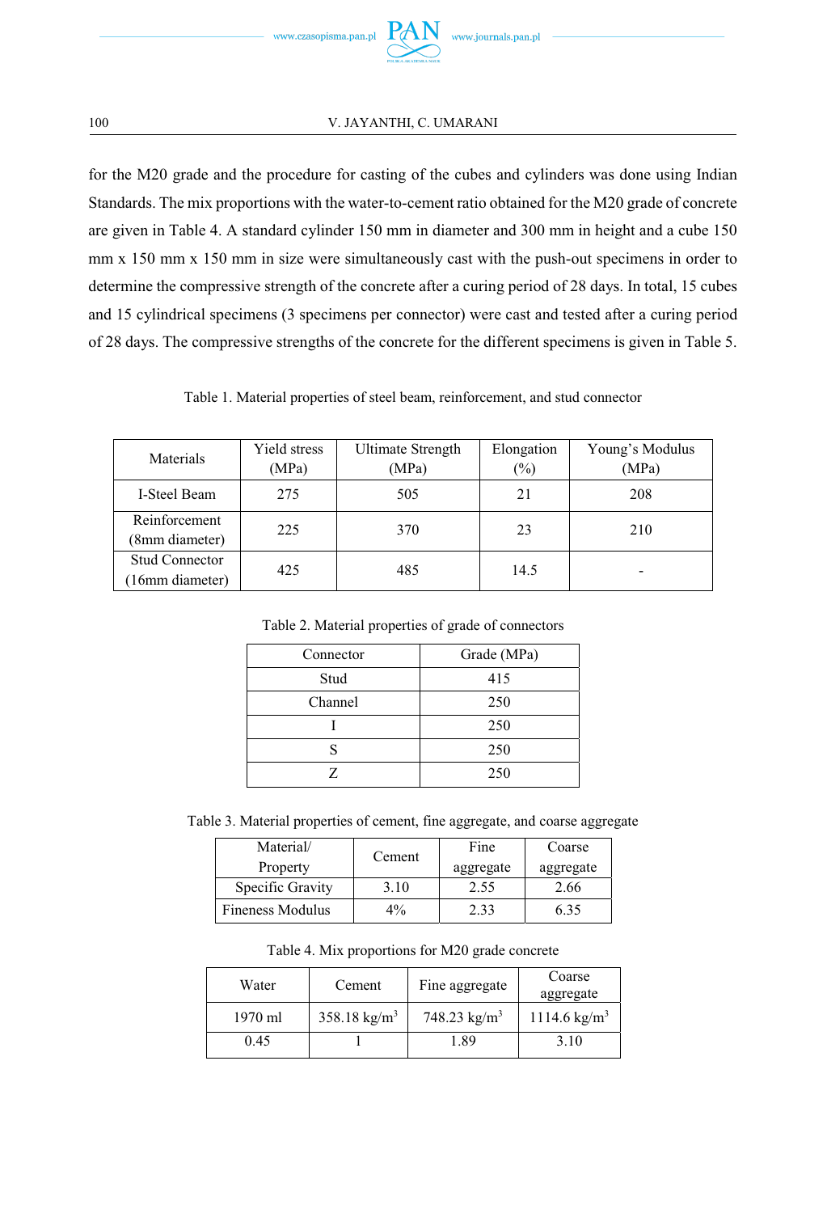for the M20 grade and the procedure for casting of the cubes and cylinders was done using Indian Standards. The mix proportions with the water-to-cement ratio obtained for the M20 grade of concrete are given in Table 4. A standard cylinder 150 mm in diameter and 300 mm in height and a cube 150 mm x 150 mm x 150 mm in size were simultaneously cast with the push-out specimens in order to determine the compressive strength of the concrete after a curing period of 28 days. In total, 15 cubes and 15 cylindrical specimens (3 specimens per connector) were cast and tested after a curing period of 28 days. The compressive strengths of the concrete for the different specimens is given in Table 5.

Table 1. Material properties of steel beam, reinforcement, and stud connector

| Materials | Yield stress (MPa) | Ultimate Strength (MPa) | Elongation (%) | Young's Modulus (MPa) |
|---|---|---|---|---|
| I-Steel Beam | 275 | 505 | 21 | 208 |
| Reinforcement (8mm diameter) | 225 | 370 | 23 | 210 |
| Stud Connector (16mm diameter) | 425 | 485 | 14.5 | - |

Table 2. Material properties of grade of connectors

| Connector | Grade (MPa) |
|---|---|
| Stud | 415 |
| Channel | 250 |
| I | 250 |
| S | 250 |
| Z | 250 |

Table 3. Material properties of cement, fine aggregate, and coarse aggregate

| Material/ Property | Cement | Fine aggregate | Coarse aggregate |
|---|---|---|---|
| Specific Gravity | 3.10 | 2.55 | 2.66 |
| Fineness Modulus | 4% | 2.33 | 6.35 |

Table 4. Mix proportions for M20 grade concrete

| Water | Cement | Fine aggregate | Coarse aggregate |
|---|---|---|---|
| 1970 ml | 358.18 kg/m$^3$ | 748.23 kg/m$^3$ | 1114.6 kg/m$^3$ |
| 0.45 | 1 | 1.89 | 3.10 |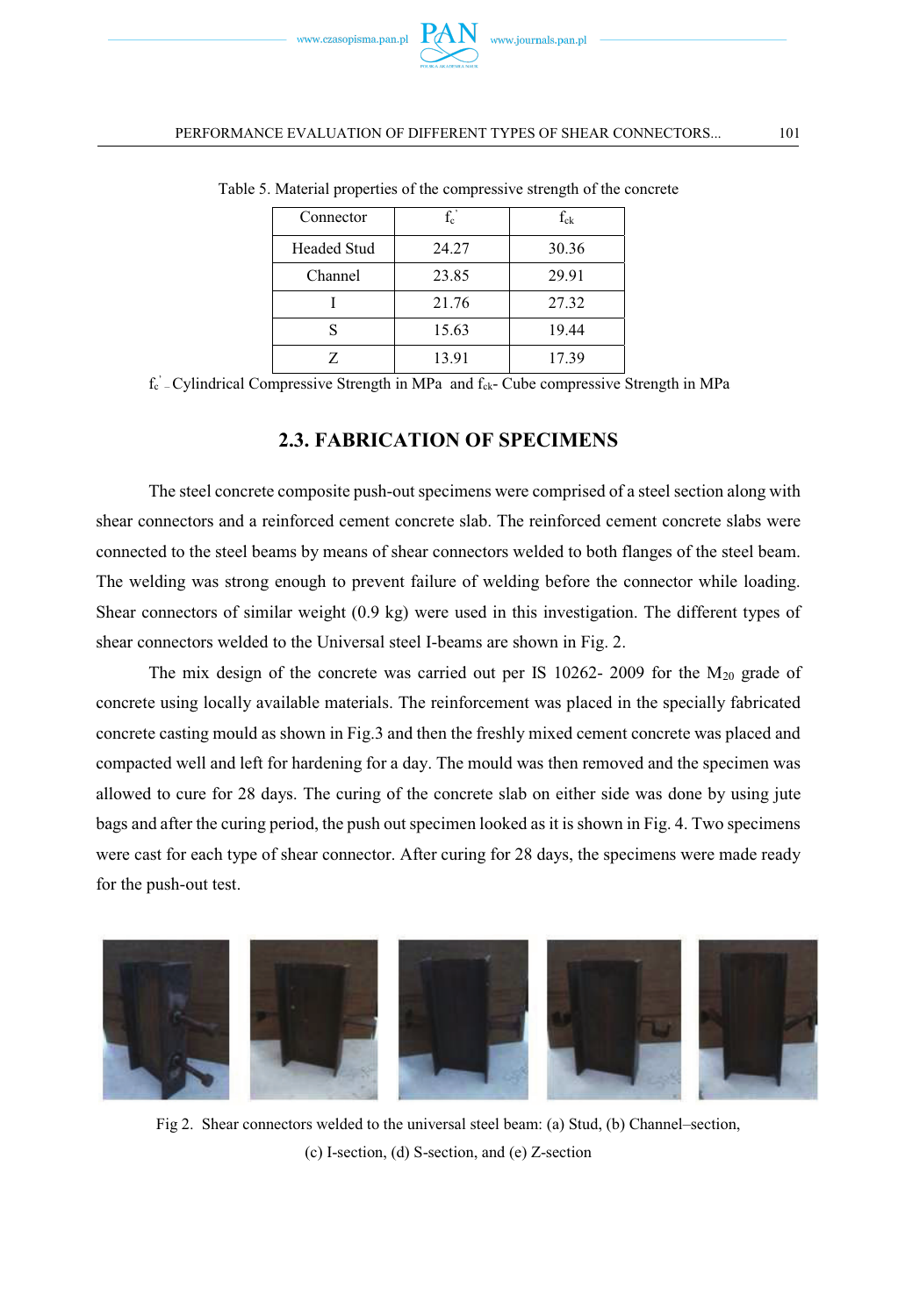Table 5. Material properties of the compressive strength of the concrete

| Connector | $f_c'$ | $f_{ck}$ |
|---|---|---|
| Headed Stud | 24.27 | 30.36 |
| Channel | 23.85 | 29.91 |
| I | 21.76 | 27.32 |
| S | 15.63 | 19.44 |
| Z | 13.91 | 17.39 |

$f_c'$ – Cylindrical Compressive Strength in MPa and $f_{ck}$- Cube compressive Strength in MPa

## 2.3. FABRICATION OF SPECIMENS

The steel concrete composite push-out specimens were comprised of a steel section along with shear connectors and a reinforced cement concrete slab. The reinforced cement concrete slabs were connected to the steel beams by means of shear connectors welded to both flanges of the steel beam. The welding was strong enough to prevent failure of welding before the connector while loading. Shear connectors of similar weight (0.9 kg) were used in this investigation. The different types of shear connectors welded to the Universal steel I-beams are shown in Fig. 2.

The mix design of the concrete was carried out per IS 10262- 2009 for the $M_{20}$ grade of concrete using locally available materials. The reinforcement was placed in the specially fabricated concrete casting mould as shown in Fig.3 and then the freshly mixed cement concrete was placed and compacted well and left for hardening for a day. The mould was then removed and the specimen was allowed to cure for 28 days. The curing of the concrete slab on either side was done by using jute bags and after the curing period, the push out specimen looked as it is shown in Fig. 4. Two specimens were cast for each type of shear connector. After curing for 28 days, the specimens were made ready for the push-out test.

Fig 2. Shear connectors welded to the universal steel beam: (a) Stud, (b) Channel–section, (c) I-section, (d) S-section, and (e) Z-section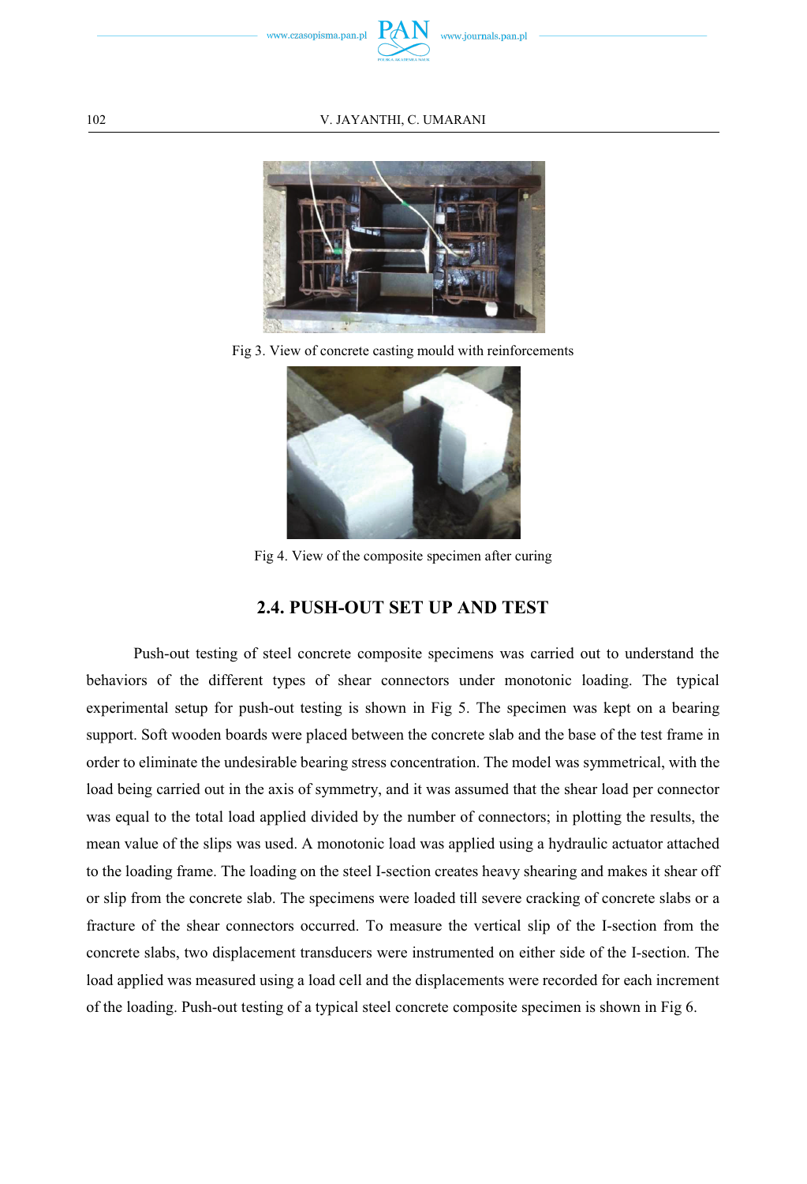Fig 3. View of concrete casting mould with reinforcements

Fig 4. View of the composite specimen after curing

## 2.4. PUSH-OUT SET UP AND TEST

Push-out testing of steel concrete composite specimens was carried out to understand the behaviors of the different types of shear connectors under monotonic loading. The typical experimental setup for push-out testing is shown in Fig 5. The specimen was kept on a bearing support. Soft wooden boards were placed between the concrete slab and the base of the test frame in order to eliminate the undesirable bearing stress concentration. The model was symmetrical, with the load being carried out in the axis of symmetry, and it was assumed that the shear load per connector was equal to the total load applied divided by the number of connectors; in plotting the results, the mean value of the slips was used. A monotonic load was applied using a hydraulic actuator attached to the loading frame. The loading on the steel I-section creates heavy shearing and makes it shear off or slip from the concrete slab. The specimens were loaded till severe cracking of concrete slabs or a fracture of the shear connectors occurred. To measure the vertical slip of the I-section from the concrete slabs, two displacement transducers were instrumented on either side of the I-section. The load applied was measured using a load cell and the displacements were recorded for each increment of the loading. Push-out testing of a typical steel concrete composite specimen is shown in Fig 6.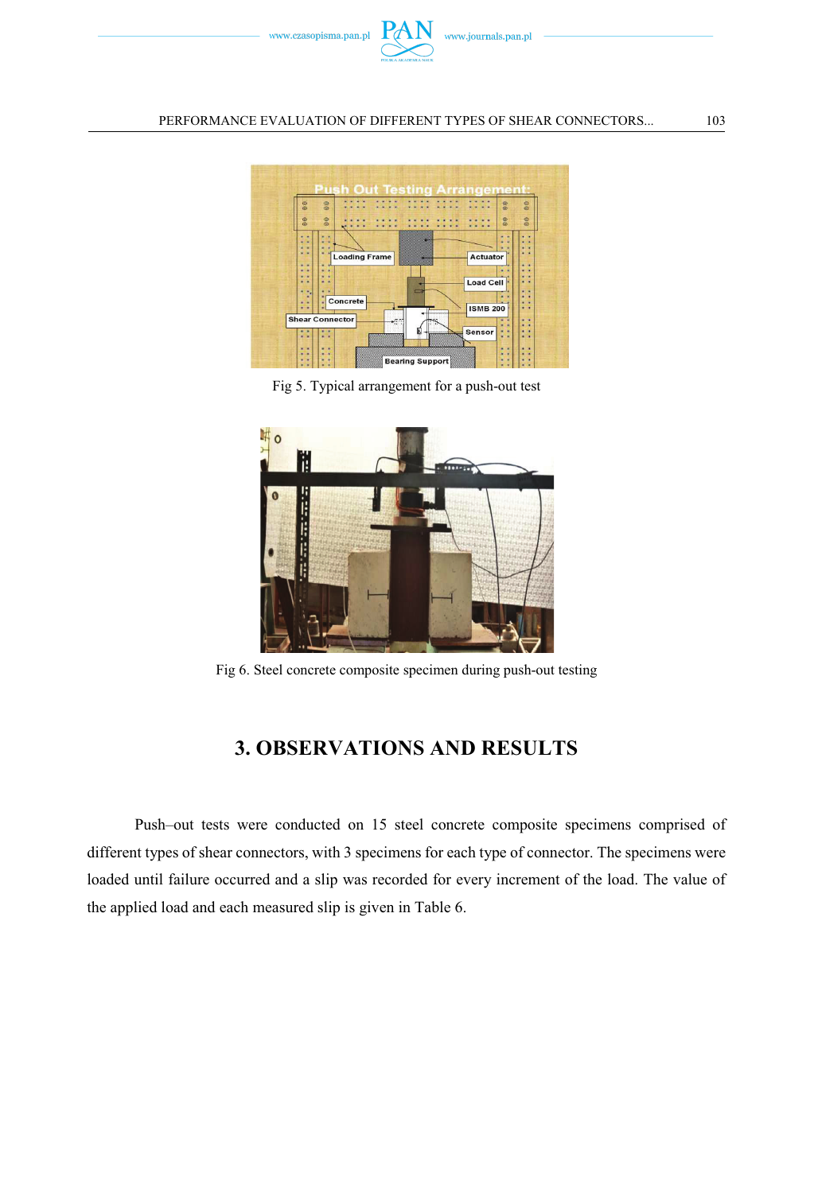Fig 5. Typical arrangement for a push-out test

Fig 6. Steel concrete composite specimen during push-out testing

## 3. OBSERVATIONS AND RESULTS

Push–out tests were conducted on 15 steel concrete composite specimens comprised of different types of shear connectors, with 3 specimens for each type of connector. The specimens were loaded until failure occurred and a slip was recorded for every increment of the load. The value of the applied load and each measured slip is given in Table 6.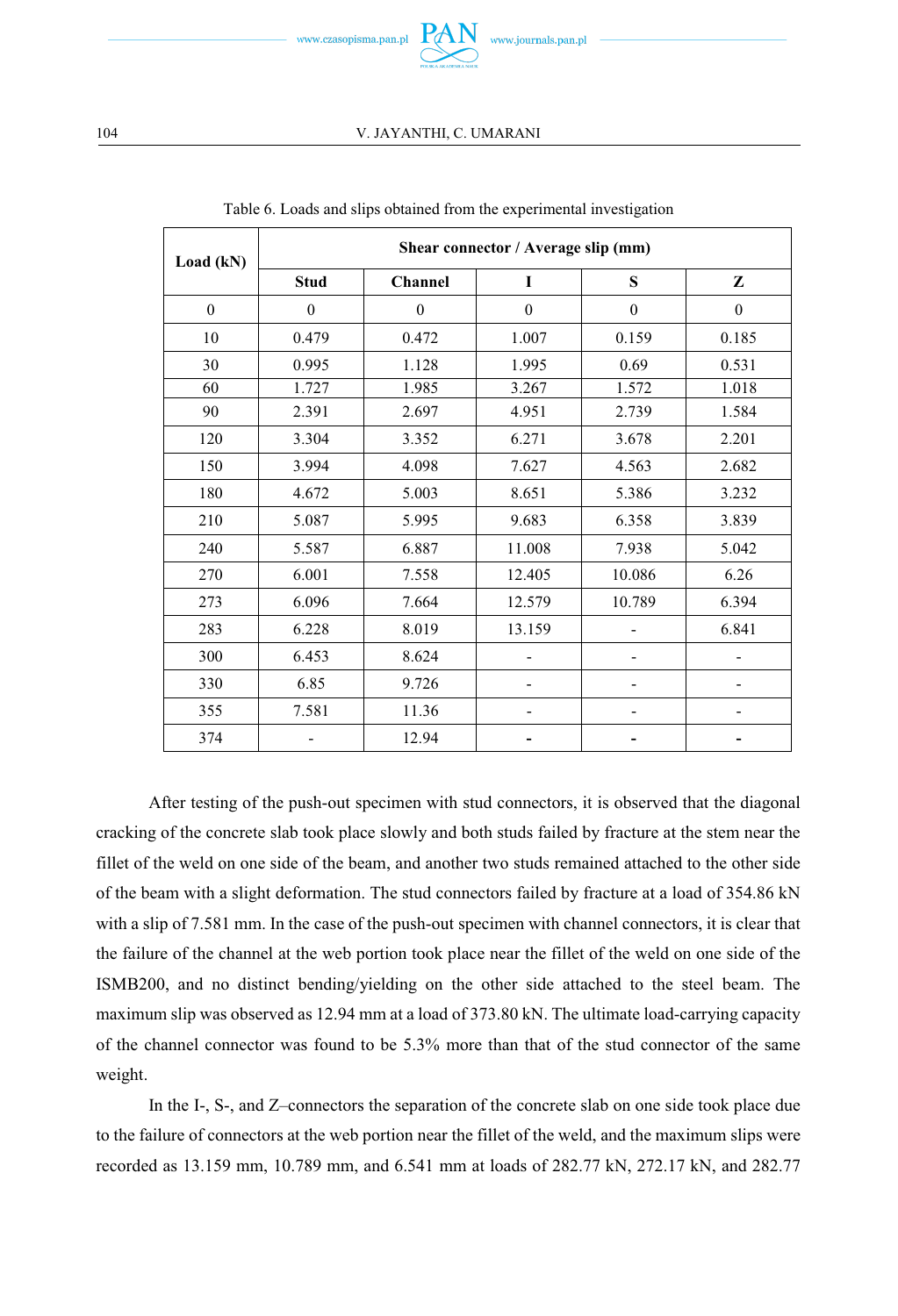Table 6. Loads and slips obtained from the experimental investigation

| Load (kN) | Shear connector / Average slip (mm) | | | | |
|---|---|---|---|---|---|
| | Stud | Channel | I | S | Z |
| 0 | 0 | 0 | 0 | 0 | 0 |
| 10 | 0.479 | 0.472 | 1.007 | 0.159 | 0.185 |
| 30 | 0.995 | 1.128 | 1.995 | 0.69 | 0.531 |
| 60 | 1.727 | 1.985 | 3.267 | 1.572 | 1.018 |
| 90 | 2.391 | 2.697 | 4.951 | 2.739 | 1.584 |
| 120 | 3.304 | 3.352 | 6.271 | 3.678 | 2.201 |
| 150 | 3.994 | 4.098 | 7.627 | 4.563 | 2.682 |
| 180 | 4.672 | 5.003 | 8.651 | 5.386 | 3.232 |
| 210 | 5.087 | 5.995 | 9.683 | 6.358 | 3.839 |
| 240 | 5.587 | 6.887 | 11.008 | 7.938 | 5.042 |
| 270 | 6.001 | 7.558 | 12.405 | 10.086 | 6.26 |
| 273 | 6.096 | 7.664 | 12.579 | 10.789 | 6.394 |
| 283 | 6.228 | 8.019 | 13.159 | - | 6.841 |
| 300 | 6.453 | 8.624 | - | - | - |
| 330 | 6.85 | 9.726 | - | - | - |
| 355 | 7.581 | 11.36 | - | - | - |
| 374 | - | 12.94 | - | - | - |

After testing of the push-out specimen with stud connectors, it is observed that the diagonal cracking of the concrete slab took place slowly and both studs failed by fracture at the stem near the fillet of the weld on one side of the beam, and another two studs remained attached to the other side of the beam with a slight deformation. The stud connectors failed by fracture at a load of 354.86 kN with a slip of 7.581 mm. In the case of the push-out specimen with channel connectors, it is clear that the failure of the channel at the web portion took place near the fillet of the weld on one side of the ISMB200, and no distinct bending/yielding on the other side attached to the steel beam. The maximum slip was observed as 12.94 mm at a load of 373.80 kN. The ultimate load-carrying capacity of the channel connector was found to be 5.3% more than that of the stud connector of the same weight.

In the I-, S-, and Z–connectors the separation of the concrete slab on one side took place due to the failure of connectors at the web portion near the fillet of the weld, and the maximum slips were recorded as 13.159 mm, 10.789 mm, and 6.541 mm at loads of 282.77 kN, 272.17 kN, and 282.77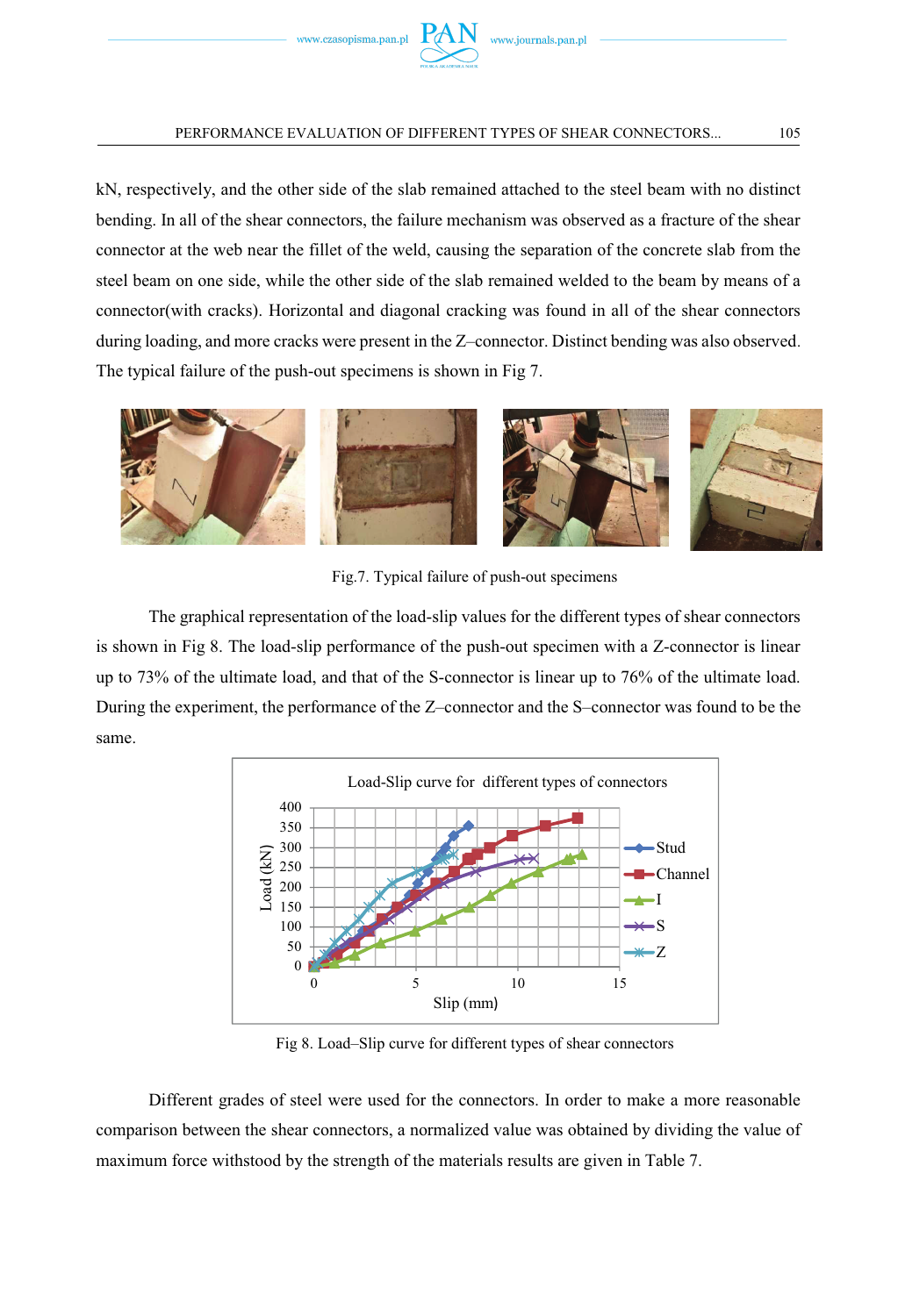kN, respectively, and the other side of the slab remained attached to the steel beam with no distinct bending. In all of the shear connectors, the failure mechanism was observed as a fracture of the shear connector at the web near the fillet of the weld, causing the separation of the concrete slab from the steel beam on one side, while the other side of the slab remained welded to the beam by means of a connector(with cracks). Horizontal and diagonal cracking was found in all of the shear connectors during loading, and more cracks were present in the Z–connector. Distinct bending was also observed. The typical failure of the push-out specimens is shown in Fig 7.

Fig.7. Typical failure of push-out specimens

The graphical representation of the load-slip values for the different types of shear connectors is shown in Fig 8. The load-slip performance of the push-out specimen with a Z-connector is linear up to 73% of the ultimate load, and that of the S-connector is linear up to 76% of the ultimate load. During the experiment, the performance of the Z–connector and the S–connector was found to be the same.

Fig 8. Load–Slip curve for different types of shear connectors

Different grades of steel were used for the connectors. In order to make a more reasonable comparison between the shear connectors, a normalized value was obtained by dividing the value of maximum force withstood by the strength of the materials results are given in Table 7.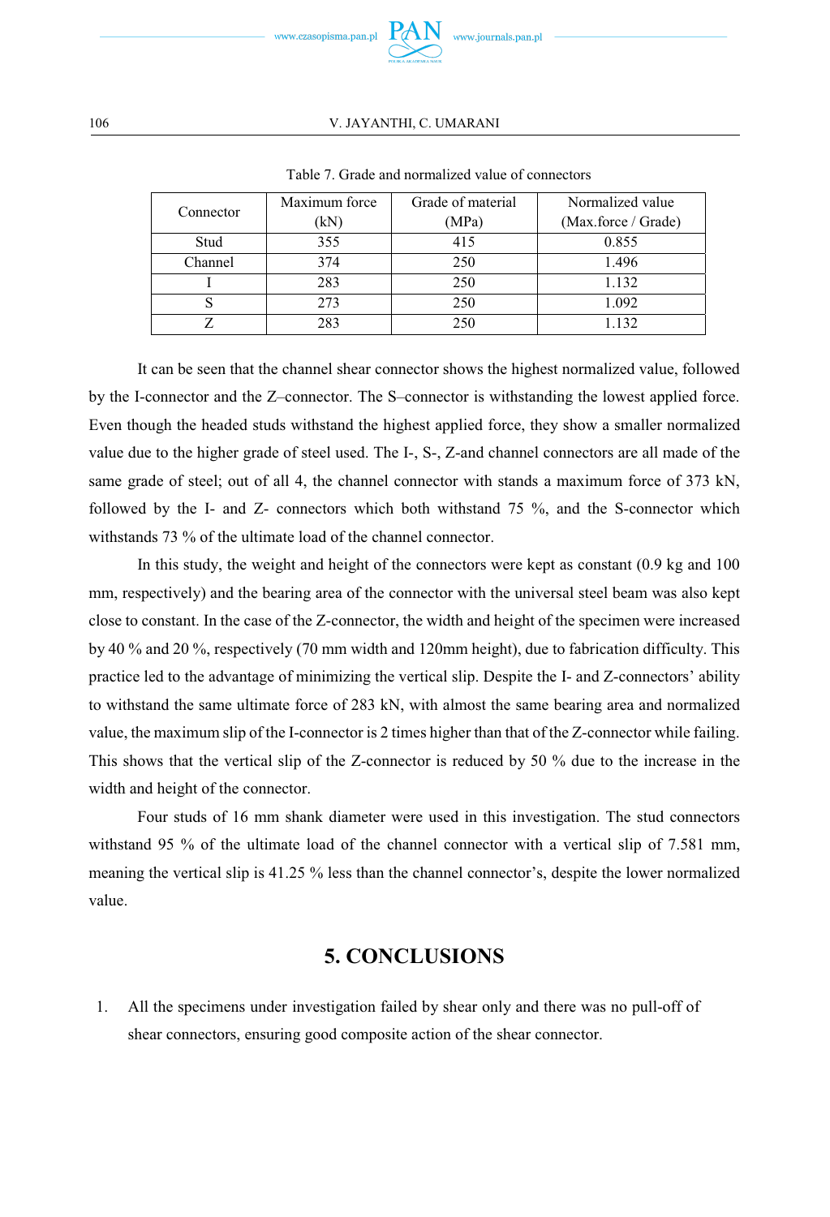Table 7. Grade and normalized value of connectors

| Connector | Maximum force (kN) | Grade of material (MPa) | Normalized value (Max.force / Grade) |
|---|---|---|---|
| Stud | 355 | 415 | 0.855 |
| Channel | 374 | 250 | 1.496 |
| I | 283 | 250 | 1.132 |
| S | 273 | 250 | 1.092 |
| Z | 283 | 250 | 1.132 |

It can be seen that the channel shear connector shows the highest normalized value, followed by the I-connector and the Z–connector. The S–connector is withstanding the lowest applied force. Even though the headed studs withstand the highest applied force, they show a smaller normalized value due to the higher grade of steel used. The I-, S-, Z-and channel connectors are all made of the same grade of steel; out of all 4, the channel connector with stands a maximum force of 373 kN, followed by the I- and Z- connectors which both withstand 75 %, and the S-connector which withstands 73 % of the ultimate load of the channel connector.

In this study, the weight and height of the connectors were kept as constant (0.9 kg and 100 mm, respectively) and the bearing area of the connector with the universal steel beam was also kept close to constant. In the case of the Z-connector, the width and height of the specimen were increased by 40 % and 20 %, respectively (70 mm width and 120mm height), due to fabrication difficulty. This practice led to the advantage of minimizing the vertical slip. Despite the I- and Z-connectors' ability to withstand the same ultimate force of 283 kN, with almost the same bearing area and normalized value, the maximum slip of the I-connector is 2 times higher than that of the Z-connector while failing. This shows that the vertical slip of the Z-connector is reduced by 50 % due to the increase in the width and height of the connector.

Four studs of 16 mm shank diameter were used in this investigation. The stud connectors withstand 95 % of the ultimate load of the channel connector with a vertical slip of 7.581 mm, meaning the vertical slip is 41.25 % less than the channel connector's, despite the lower normalized value.

## 5. CONCLUSIONS

1. All the specimens under investigation failed by shear only and there was no pull-off of shear connectors, ensuring good composite action of the shear connector.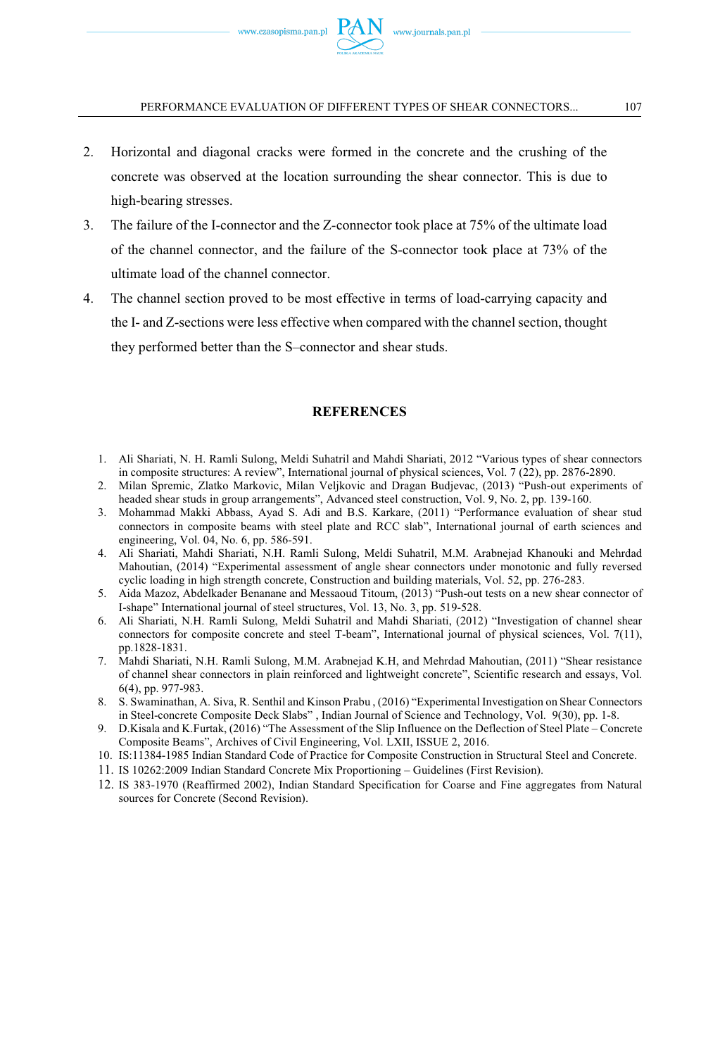2. Horizontal and diagonal cracks were formed in the concrete and the crushing of the concrete was observed at the location surrounding the shear connector. This is due to high-bearing stresses.
3. The failure of the I-connector and the Z-connector took place at 75% of the ultimate load of the channel connector, and the failure of the S-connector took place at 73% of the ultimate load of the channel connector.
4. The channel section proved to be most effective in terms of load-carrying capacity and the I- and Z-sections were less effective when compared with the channel section, thought they performed better than the S–connector and shear studs.

## REFERENCES

1. Ali Shariati, N. H. Ramli Sulong, Meldi Suhatril and Mahdi Shariati, 2012 "Various types of shear connectors in composite structures: A review", International journal of physical sciences, Vol. 7 (22), pp. 2876-2890.
2. Milan Spremic, Zlatko Markovic, Milan Veljkovic and Dragan Budjevac, (2013) "Push-out experiments of headed shear studs in group arrangements", Advanced steel construction, Vol. 9, No. 2, pp. 139-160.
3. Mohammad Makki Abbass, Ayad S. Adi and B.S. Karkare, (2011) "Performance evaluation of shear stud connectors in composite beams with steel plate and RCC slab", International journal of earth sciences and engineering, Vol. 04, No. 6, pp. 586-591.
4. Ali Shariati, Mahdi Shariati, N.H. Ramli Sulong, Meldi Suhatril, M.M. Arabnejad Khanouki and Mehrdad Mahoutian, (2014) "Experimental assessment of angle shear connectors under monotonic and fully reversed cyclic loading in high strength concrete, Construction and building materials, Vol. 52, pp. 276-283.
5. Aida Mazoz, Abdelkader Benanane and Messaoud Titoum, (2013) "Push-out tests on a new shear connector of I-shape" International journal of steel structures, Vol. 13, No. 3, pp. 519-528.
6. Ali Shariati, N.H. Ramli Sulong, Meldi Suhatril and Mahdi Shariati, (2012) "Investigation of channel shear connectors for composite concrete and steel T-beam", International journal of physical sciences, Vol. 7(11), pp.1828-1831.
7. Mahdi Shariati, N.H. Ramli Sulong, M.M. Arabnejad K.H, and Mehrdad Mahoutian, (2011) "Shear resistance of channel shear connectors in plain reinforced and lightweight concrete", Scientific research and essays, Vol. 6(4), pp. 977-983.
8. S. Swaminathan, A. Siva, R. Senthil and Kinson Prabu , (2016) "Experimental Investigation on Shear Connectors in Steel-concrete Composite Deck Slabs" , Indian Journal of Science and Technology, Vol. 9(30), pp. 1-8.
9. D.Kisala and K.Furtak, (2016) "The Assessment of the Slip Influence on the Deflection of Steel Plate – Concrete Composite Beams", Archives of Civil Engineering, Vol. LXII, ISSUE 2, 2016.
10. IS:11384-1985 Indian Standard Code of Practice for Composite Construction in Structural Steel and Concrete.
11. IS 10262:2009 Indian Standard Concrete Mix Proportioning – Guidelines (First Revision).
12. IS 383-1970 (Reaffirmed 2002), Indian Standard Specification for Coarse and Fine aggregates from Natural sources for Concrete (Second Revision).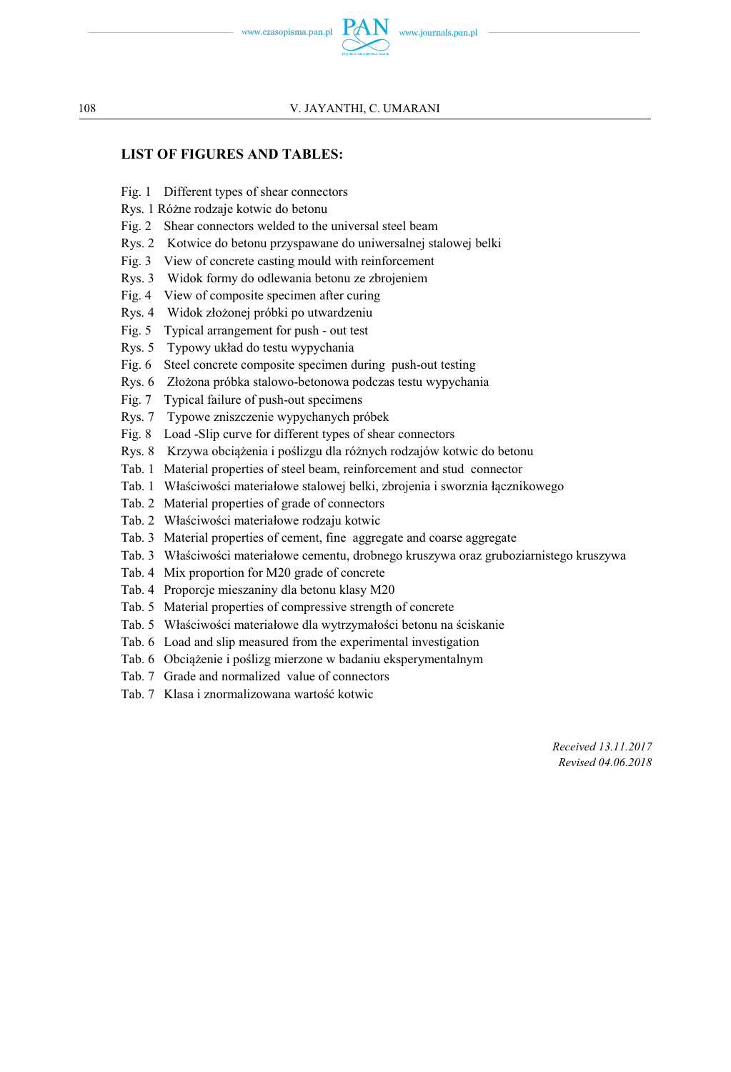## LIST OF FIGURES AND TABLES:

Fig. 1 Different types of shear connectors
Rys. 1 Różne rodzaje kotwic do betonu
Fig. 2 Shear connectors welded to the universal steel beam
Rys. 2 Kotwice do betonu przyspawane do uniwersalnej stalowej belki
Fig. 3 View of concrete casting mould with reinforcement
Rys. 3 Widok formy do odlewania betonu ze zbrojeniem
Fig. 4 View of composite specimen after curing
Rys. 4 Widok złożonej próbki po utwardzeniu
Fig. 5 Typical arrangement for push - out test
Rys. 5 Typowy układ do testu wypychania
Fig. 6 Steel concrete composite specimen during push-out testing
Rys. 6 Złożona próbka stalowo-betonowa podczas testu wypychania
Fig. 7 Typical failure of push-out specimens
Rys. 7 Typowe zniszczenie wypychanych próbek
Fig. 8 Load -Slip curve for different types of shear connectors
Rys. 8 Krzywa obciążenia i poślizgu dla różnych rodzajów kotwic do betonu
Tab. 1 Material properties of steel beam, reinforcement and stud connector
Tab. 1 Właściwości materiałowe stalowej belki, zbrojenia i sworznia łącznikowego
Tab. 2 Material properties of grade of connectors
Tab. 2 Właściwości materiałowe rodzaju kotwic
Tab. 3 Material properties of cement, fine aggregate and coarse aggregate
Tab. 3 Właściwości materiałowe cementu, drobnego kruszywa oraz gruboziarnistego kruszywa
Tab. 4 Mix proportion for M20 grade of concrete
Tab. 4 Proporcje mieszaniny dla betonu klasy M20
Tab. 5 Material properties of compressive strength of concrete
Tab. 5 Właściwości materiałowe dla wytrzymałości betonu na ściskanie
Tab. 6 Load and slip measured from the experimental investigation
Tab. 6 Obciążenie i poślizg mierzone w badaniu eksperymentalnym
Tab. 7 Grade and normalized value of connectors
Tab. 7 Klasa i znormalizowana wartość kotwic

*Received 13.11.2017*
*Revised 04.06.2018*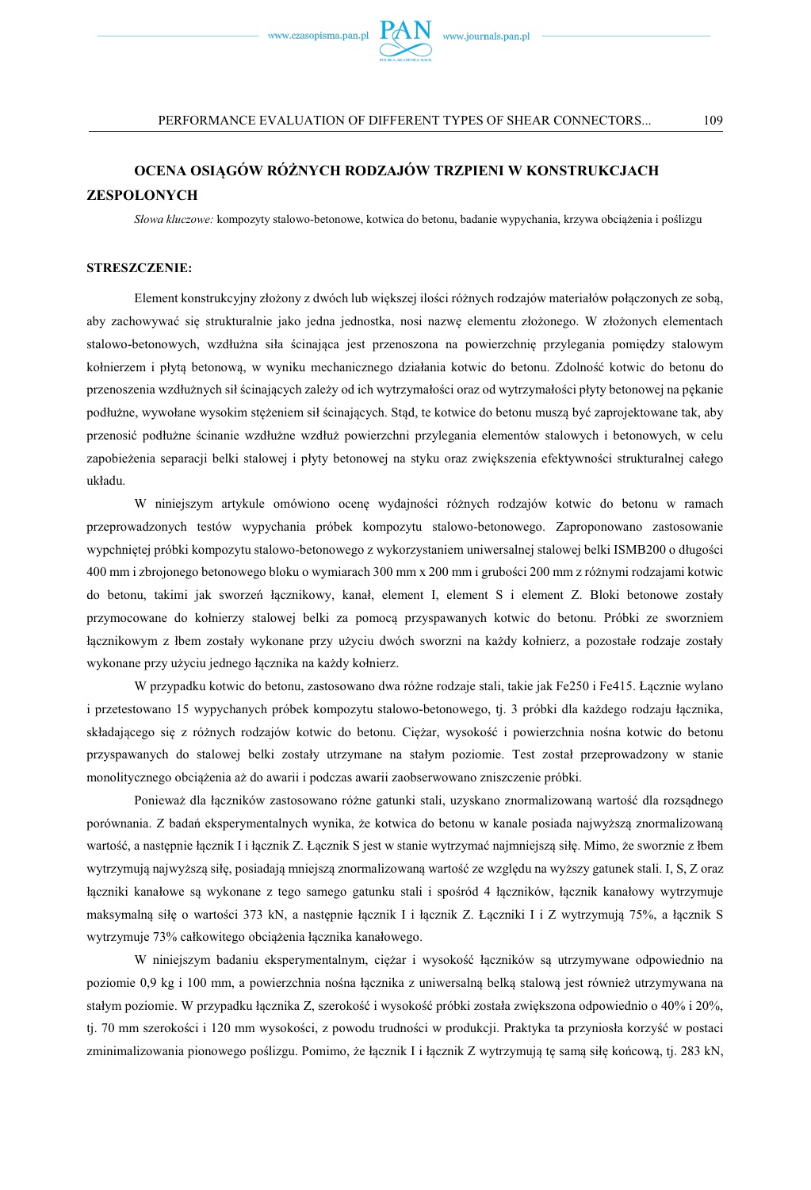# OCENA OSIĄGÓW RÓŻNYCH RODZAJÓW TRZPIENI W KONSTRUKCJACH ZESPOLONYCH

*Słowa kluczowe:* kompozyty stalowo-betonowe, kotwica do betonu, badanie wypychania, krzywa obciążenia i poślizgu

## STRESZCZENIE:

Element konstrukcyjny złożony z dwóch lub większej ilości różnych rodzajów materiałów połączonych ze sobą, aby zachowywać się strukturalnie jako jedna jednostka, nosi nazwę elementu złożonego. W złożonych elementach stalowo-betonowych, wzdłużna siła ścinająca jest przenoszona na powierzchnię przylegania pomiędzy stalowym kołnierzem i płytą betonową, w wyniku mechanicznego działania kotwic do betonu. Zdolność kotwic do betonu do przenoszenia wzdłużnych sił ścinających zależy od ich wytrzymałości oraz od wytrzymałości płyty betonowej na pękanie podłużne, wywołane wysokim stężeniem sił ścinających. Stąd, te kotwice do betonu muszą być zaprojektowane tak, aby przenosić podłużne ścinanie wzdłużne wzdłuż powierzchni przylegania elementów stalowych i betonowych, w celu zapobieżenia separacji belki stalowej i płyty betonowej na styku oraz zwiększenia efektywności strukturalnej całego układu.

W niniejszym artykule omówiono ocenę wydajności różnych rodzajów kotwic do betonu w ramach przeprowadzonych testów wypychania próbek kompozytu stalowo-betonowego. Zaproponowano zastosowanie wypchniętej próbki kompozytu stalowo-betonowego z wykorzystaniem uniwersalnej stalowej belki ISMB200 o długości 400 mm i zbrojonego betonowego bloku o wymiarach 300 mm x 200 mm i grubości 200 mm z różnymi rodzajami kotwic do betonu, takimi jak sworzeń łącznikowy, kanał, element I, element S i element Z. Bloki betonowe zostały przymocowane do kołnierzy stalowej belki za pomocą przyspawanych kotwic do betonu. Próbki ze sworzniem łącznikowym z łbem zostały wykonane przy użyciu dwóch sworzni na każdy kołnierz, a pozostałe rodzaje zostały wykonane przy użyciu jednego łącznika na każdy kołnierz.

W przypadku kotwic do betonu, zastosowano dwa różne rodzaje stali, takie jak Fe250 i Fe415. Łącznie wylano i przetestowano 15 wypychanych próbek kompozytu stalowo-betonowego, tj. 3 próbki dla każdego rodzaju łącznika, składającego się z różnych rodzajów kotwic do betonu. Ciężar, wysokość i powierzchnia nośna kotwic do betonu przyspawanych do stalowej belki zostały utrzymane na stałym poziomie. Test został przeprowadzony w stanie monolitycznego obciążenia aż do awarii i podczas awarii zaobserwowano zniszczenie próbki.

Ponieważ dla łączników zastosowano różne gatunki stali, uzyskano znormalizowaną wartość dla rozsądnego porównania. Z badań eksperymentalnych wynika, że kotwica do betonu w kanale posiada najwyższą znormalizowaną wartość, a następnie łącznik I i łącznik Z. Łącznik S jest w stanie wytrzymać najmniejszą siłę. Mimo, że sworznie z łbem wytrzymują najwyższą siłę, posiadają mniejszą znormalizowaną wartość ze względu na wyższy gatunek stali. I, S, Z oraz łączniki kanałowe są wykonane z tego samego gatunku stali i spośród 4 łączników, łącznik kanałowy wytrzymuje maksymalną siłę o wartości 373 kN, a następnie łącznik I i łącznik Z. Łączniki I i Z wytrzymują 75%, a łącznik S wytrzymuje 73% całkowitego obciążenia łącznika kanałowego.

W niniejszym badaniu eksperymentalnym, ciężar i wysokość łączników są utrzymywane odpowiednio na poziomie 0,9 kg i 100 mm, a powierzchnia nośna łącznika z uniwersalną belką stalową jest również utrzymywana na stałym poziomie. W przypadku łącznika Z, szerokość i wysokość próbki została zwiększona odpowiednio o 40% i 20%, tj. 70 mm szerokości i 120 mm wysokości, z powodu trudności w produkcji. Praktyka ta przyniosła korzyść w postaci zminimalizowania pionowego poślizgu. Pomimo, że łącznik I i łącznik Z wytrzymują tę samą siłę końcową, tj. 283 kN,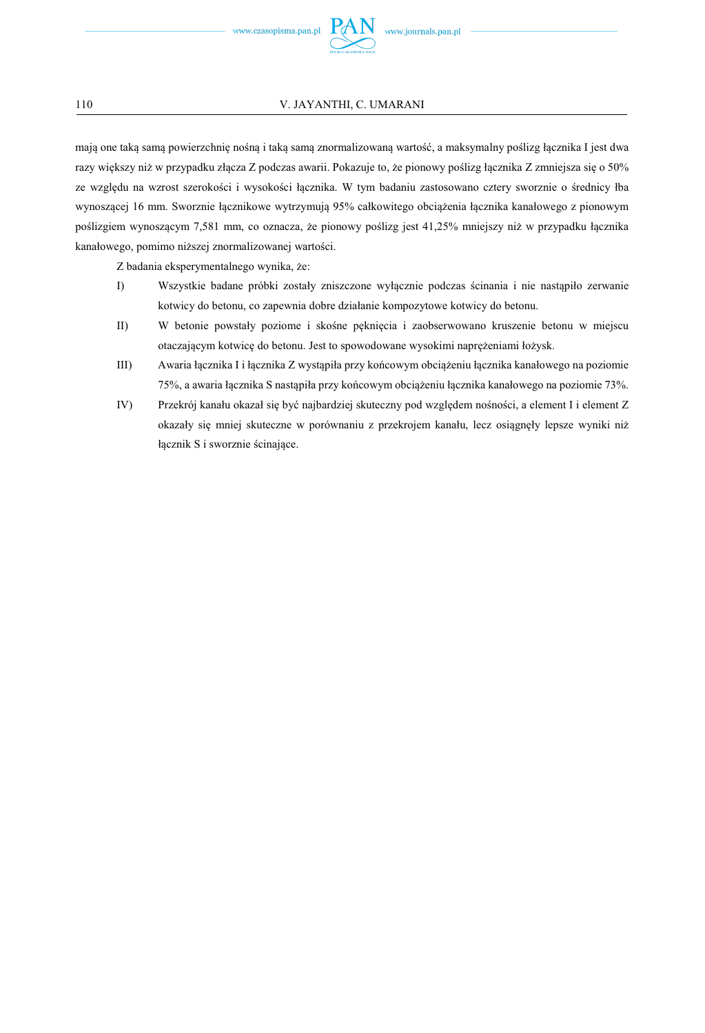mają one taką samą powierzchnię nośną i taką samą znormalizowaną wartość, a maksymalny poślizg łącznika I jest dwa razy większy niż w przypadku złącza Z podczas awarii. Pokazuje to, że pionowy poślizg łącznika Z zmniejsza się o 50% ze względu na wzrost szerokości i wysokości łącznika. W tym badaniu zastosowano cztery sworznie o średnicy łba wynoszącej 16 mm. Sworznie łącznikowe wytrzymują 95% całkowitego obciążenia łącznika kanałowego z pionowym poślizgiem wynoszącym 7,581 mm, co oznacza, że pionowy poślizg jest 41,25% mniejszy niż w przypadku łącznika kanałowego, pomimo niższej znormalizowanej wartości.

Z badania eksperymentalnego wynika, że:

I) Wszystkie badane próbki zostały zniszczone wyłącznie podczas ścinania i nie nastąpiło zerwanie kotwicy do betonu, co zapewnia dobre działanie kompozytowe kotwicy do betonu.

II) W betonie powstały poziome i skośne pęknięcia i zaobserwowano kruszenie betonu w miejscu otaczającym kotwicę do betonu. Jest to spowodowane wysokimi naprężeniami łożysk.

III) Awaria łącznika I i łącznika Z wystąpiła przy końcowym obciążeniu łącznika kanałowego na poziomie 75%, a awaria łącznika S nastąpiła przy końcowym obciążeniu łącznika kanałowego na poziomie 73%.

IV) Przekrój kanału okazał się być najbardziej skuteczny pod względem nośności, a element I i element Z okazały się mniej skuteczne w porównaniu z przekrojem kanału, lecz osiągnęły lepsze wyniki niż łącznik S i sworznie ścinające.